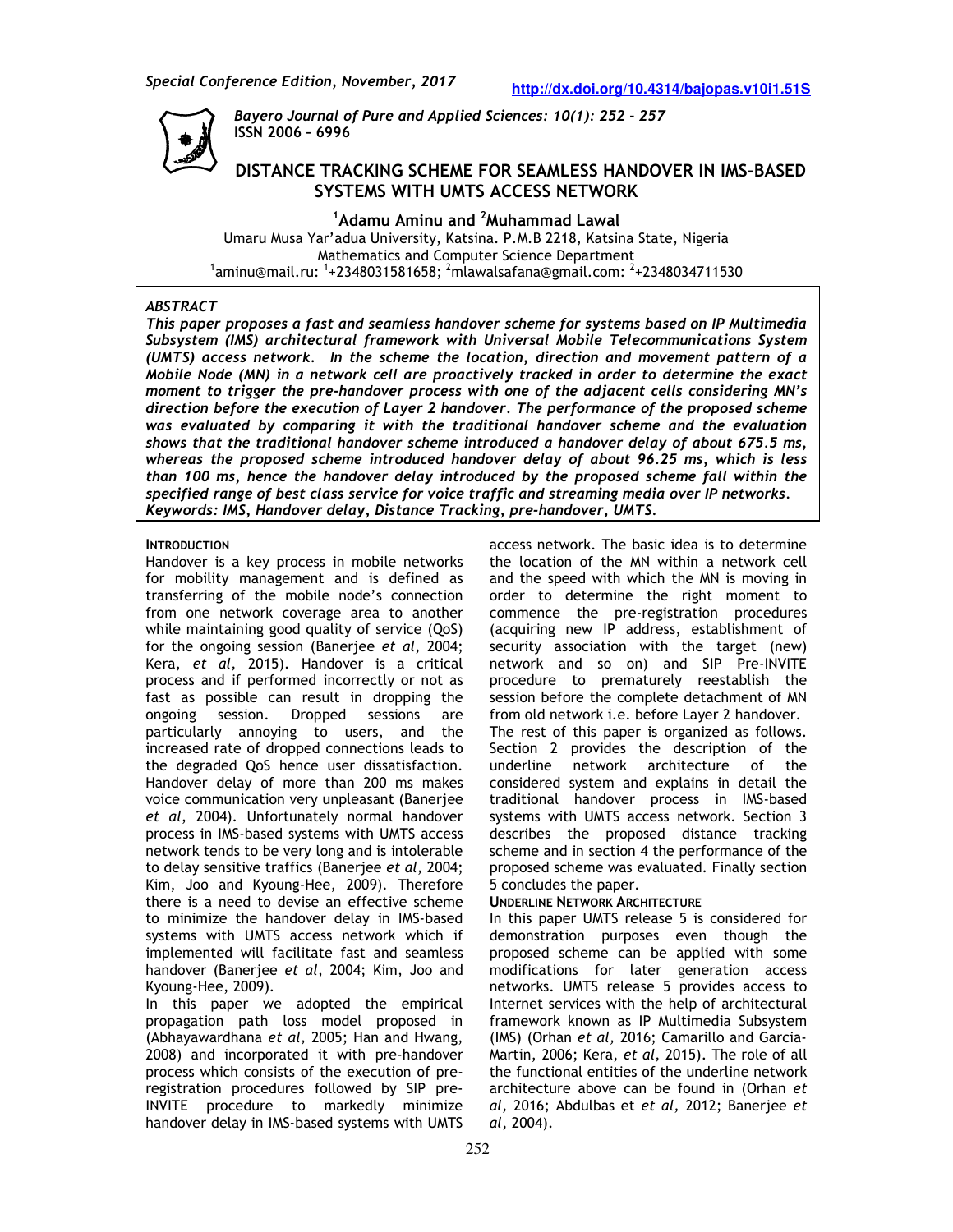Special Conference Edition, November, 2017

http://dx.doi.org/10.4314/bajopas.v10i1.51S

*Bayero Journal of Pure and Applied Sciences: 10(1): 252 - 257*
**ISSN 2006 – 6996**

# DISTANCE TRACKING SCHEME FOR SEAMLESS HANDOVER IN IMS-BASED SYSTEMS WITH UMTS ACCESS NETWORK

**[1]Adamu Aminu and [2]Muhammad Lawal**

Umaru Musa Yar'adua University, Katsina. P.M.B 2218, Katsina State, Nigeria
Mathematics and Computer Science Department
[1]aminu@mail.ru: [1]+2348031581658; [2]mlawalsafana@gmail.com: [2]+2348034711530

***ABSTRACT***

***This paper proposes a fast and seamless handover scheme for systems based on IP Multimedia Subsystem (IMS) architectural framework with Universal Mobile Telecommunications System (UMTS) access network. In the scheme the location, direction and movement pattern of a Mobile Node (MN) in a network cell are proactively tracked in order to determine the exact moment to trigger the pre-handover process with one of the adjacent cells considering MN's direction before the execution of Layer 2 handover. The performance of the proposed scheme was evaluated by comparing it with the traditional handover scheme and the evaluation shows that the traditional handover scheme introduced a handover delay of about 675.5 ms, whereas the proposed scheme introduced handover delay of about 96.25 ms, which is less than 100 ms, hence the handover delay introduced by the proposed scheme fall within the specified range of best class service for voice traffic and streaming media over IP networks.***
***Keywords: IMS, Handover delay, Distance Tracking, pre-handover, UMTS.***

## INTRODUCTION

Handover is a key process in mobile networks for mobility management and is defined as transferring of the mobile node's connection from one network coverage area to another while maintaining good quality of service (QoS) for the ongoing session (Banerjee *et al*, 2004; Kera, *et al,* 2015). Handover is a critical process and if performed incorrectly or not as fast as possible can result in dropping the ongoing session. Dropped sessions are particularly annoying to users, and the increased rate of dropped connections leads to the degraded QoS hence user dissatisfaction. Handover delay of more than 200 ms makes voice communication very unpleasant (Banerjee *et al,* 2004). Unfortunately normal handover process in IMS-based systems with UMTS access network tends to be very long and is intolerable to delay sensitive traffics (Banerjee *et al*, 2004; Kim, Joo and Kyoung-Hee, 2009). Therefore there is a need to devise an effective scheme to minimize the handover delay in IMS-based systems with UMTS access network which if implemented will facilitate fast and seamless handover (Banerjee *et al*, 2004; Kim, Joo and Kyoung-Hee, 2009).

In this paper we adopted the empirical propagation path loss model proposed in (Abhayawardhana *et al,* 2005; Han and Hwang, 2008) and incorporated it with pre-handover process which consists of the execution of pre-registration procedures followed by SIP pre-INVITE procedure to markedly minimize handover delay in IMS-based systems with UMTS access network. The basic idea is to determine the location of the MN within a network cell and the speed with which the MN is moving in order to determine the right moment to commence the pre-registration procedures (acquiring new IP address, establishment of security association with the target (new) network and so on) and SIP Pre-INVITE procedure to prematurely reestablish the session before the complete detachment of MN from old network i.e. before Layer 2 handover.

The rest of this paper is organized as follows. Section 2 provides the description of the underline network architecture of the considered system and explains in detail the traditional handover process in IMS-based systems with UMTS access network. Section 3 describes the proposed distance tracking scheme and in section 4 the performance of the proposed scheme was evaluated. Finally section 5 concludes the paper.

## UNDERLINE NETWORK ARCHITECTURE

In this paper UMTS release 5 is considered for demonstration purposes even though the proposed scheme can be applied with some modifications for later generation access networks. UMTS release 5 provides access to Internet services with the help of architectural framework known as IP Multimedia Subsystem (IMS) (Orhan *et al,* 2016; Camarillo and Garcia-Martin, 2006; Kera, *et al,* 2015). The role of all the functional entities of the underline network architecture above can be found in (Orhan *et al,* 2016; Abdulbas et *et al,* 2012; Banerjee *et al*, 2004).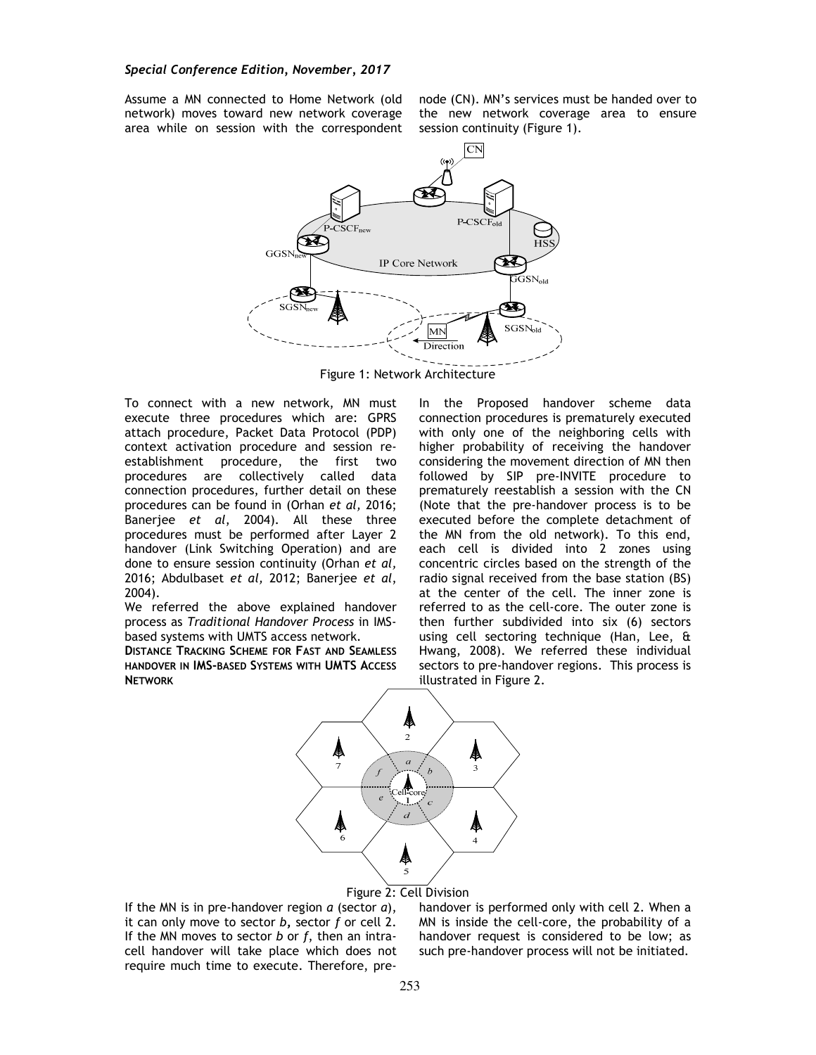Assume a MN connected to Home Network (old network) moves toward new network coverage area while on session with the correspondent node (CN). MN's services must be handed over to the new network coverage area to ensure session continuity (Figure 1).

Figure 1: Network Architecture

To connect with a new network, MN must execute three procedures which are: GPRS attach procedure, Packet Data Protocol (PDP) context activation procedure and session re-establishment procedure, the first two procedures are collectively called data connection procedures, further detail on these procedures can be found in (Orhan *et al,* 2016; Banerjee *et al,* 2004). All these three procedures must be performed after Layer 2 handover (Link Switching Operation) and are done to ensure session continuity (Orhan *et al,* 2016; Abdulbaset *et al,* 2012; Banerjee *et al*, 2004).

We referred the above explained handover process as *Traditional Handover Process* in IMS-based systems with UMTS access network.

**DISTANCE TRACKING SCHEME FOR FAST AND SEAMLESS HANDOVER IN IMS-BASED SYSTEMS WITH UMTS ACCESS NETWORK**

In the Proposed handover scheme data connection procedures is prematurely executed with only one of the neighboring cells with higher probability of receiving the handover considering the movement direction of MN then followed by SIP pre-INVITE procedure to prematurely reestablish a session with the CN (Note that the pre-handover process is to be executed before the complete detachment of the MN from the old network). To this end, each cell is divided into 2 zones using concentric circles based on the strength of the radio signal received from the base station (BS) at the center of the cell. The inner zone is referred to as the cell-core. The outer zone is then further subdivided into six (6) sectors using cell sectoring technique (Han, Lee, & Hwang, 2008). We referred these individual sectors to pre-handover regions. This process is illustrated in Figure 2.

Figure 2: Cell Division

If the MN is in pre-handover region *a* (sector *a*), it can only move to sector *b***,** sector *f* or cell 2. If the MN moves to sector *b* or *f*, then an intra-cell handover will take place which does not require much time to execute. Therefore, pre-handover is performed only with cell 2. When a MN is inside the cell-core, the probability of a handover request is considered to be low; as such pre-handover process will not be initiated.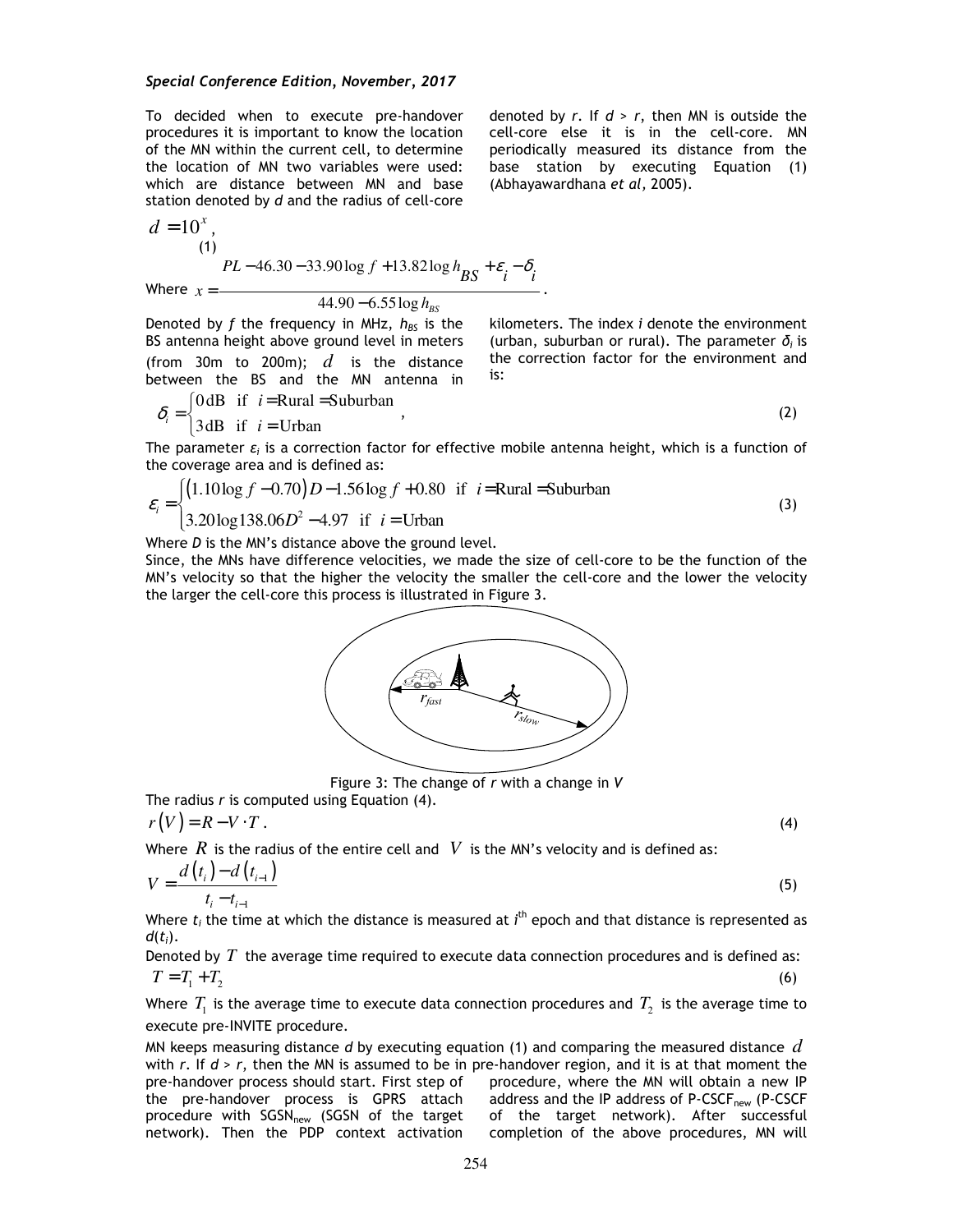To decided when to execute pre-handover procedures it is important to know the location of the MN within the current cell, to determine the location of MN two variables were used: which are distance between MN and base station denoted by *d* and the radius of cell-core denoted by *r*. If $d > r$, then MN is outside the cell-core else it is in the cell-core. MN periodically measured its distance from the base station by executing Equation (1) (Abhayawardhana *et al*, 2005).

$$d = 10^{x}, \tag{1}$$

Where $x = \dfrac{PL - 46.30 - 33.90\log f + 13.82\log h_{BS} + \varepsilon_i - \delta_i}{44.90 - 6.55\log h_{BS}}$.

Denoted by *f* the frequency in MHz, $h_{BS}$ is the BS antenna height above ground level in meters (from 30m to 200m); $d$ is the distance between the BS and the MN antenna in kilometers. The index *i* denote the environment (urban, suburban or rural). The parameter $\delta_i$ is the correction factor for the environment and is:

$$\delta_i = \begin{cases} 0\,\text{dB} & \text{if } i = \text{Rural} = \text{Suburban} \\ 3\,\text{dB} & \text{if } i = \text{Urban} \end{cases}, \tag{2}$$

The parameter $\varepsilon_i$ is a correction factor for effective mobile antenna height, which is a function of the coverage area and is defined as:

$$\varepsilon_i = \begin{cases} \left(1.10\log f - 0.70\right)D - 1.56\log f + 0.80 & \text{if } i = \text{Rural} = \text{Suburban} \\ 3.20\log 138.06D^2 - 4.97 & \text{if } i = \text{Urban} \end{cases} \tag{3}$$

Where *D* is the MN's distance above the ground level.

Since, the MNs have difference velocities, we made the size of cell-core to be the function of the MN's velocity so that the higher the velocity the smaller the cell-core and the lower the velocity the larger the cell-core this process is illustrated in Figure 3.

Figure 3: The change of *r* with a change in *V*

The radius *r* is computed using Equation (4).

$$r(V) = R - V \cdot T. \tag{4}$$

Where $R$ is the radius of the entire cell and $V$ is the MN's velocity and is defined as:

$$V = \frac{d(t_i) - d(t_{i-1})}{t_i - t_{i-1}} \tag{5}$$

Where $t_i$ the time at which the distance is measured at $i^{th}$ epoch and that distance is represented as $d(t_i)$.

Denoted by $T$ the average time required to execute data connection procedures and is defined as:

$$T = T_1 + T_2 \tag{6}$$

Where $T_1$ is the average time to execute data connection procedures and $T_2$ is the average time to execute pre-INVITE procedure.

MN keeps measuring distance *d* by executing equation (1) and comparing the measured distance $d$ with *r*. If $d > r$, then the MN is assumed to be in pre-handover region, and it is at that moment the pre-handover process should start. First step of the pre-handover process is GPRS attach procedure with $SGSN_{new}$ (SGSN of the target network). Then the PDP context activation procedure, where the MN will obtain a new IP address and the IP address of $P\text{-}CSCF_{new}$ (P-CSCF of the target network). After successful completion of the above procedures, MN will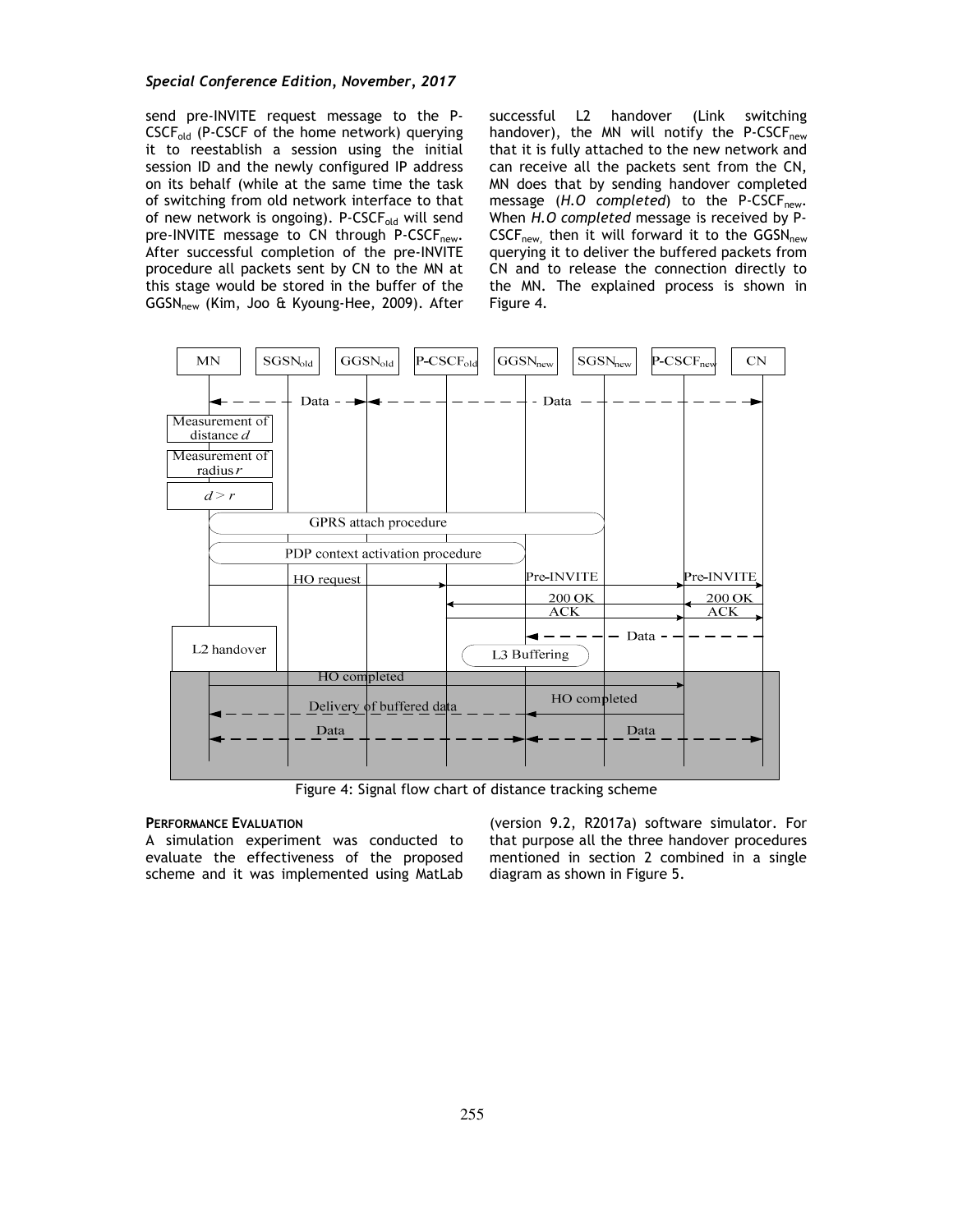send pre-INVITE request message to the P-$CSCF_{old}$ (P-CSCF of the home network) querying it to reestablish a session using the initial session ID and the newly configured IP address on its behalf (while at the same time the task of switching from old network interface to that of new network is ongoing). P-$CSCF_{old}$ will send pre-INVITE message to CN through P-$CSCF_{new}$. After successful completion of the pre-INVITE procedure all packets sent by CN to the MN at this stage would be stored in the buffer of the $GGSN_{new}$ (Kim, Joo & Kyoung-Hee, 2009). After successful L2 handover (Link switching handover), the MN will notify the P-$CSCF_{new}$ that it is fully attached to the new network and can receive all the packets sent from the CN, MN does that by sending handover completed message (*H.O completed*) to the P-$CSCF_{new}$. When *H.O completed* message is received by P-$CSCF_{new,}$ then it will forward it to the $GGSN_{new}$ querying it to deliver the buffered packets from CN and to release the connection directly to the MN. The explained process is shown in Figure 4.

Figure 4: Signal flow chart of distance tracking scheme

**PERFORMANCE EVALUATION**

A simulation experiment was conducted to evaluate the effectiveness of the proposed scheme and it was implemented using MatLab (version 9.2, R2017a) software simulator. For that purpose all the three handover procedures mentioned in section 2 combined in a single diagram as shown in Figure 5.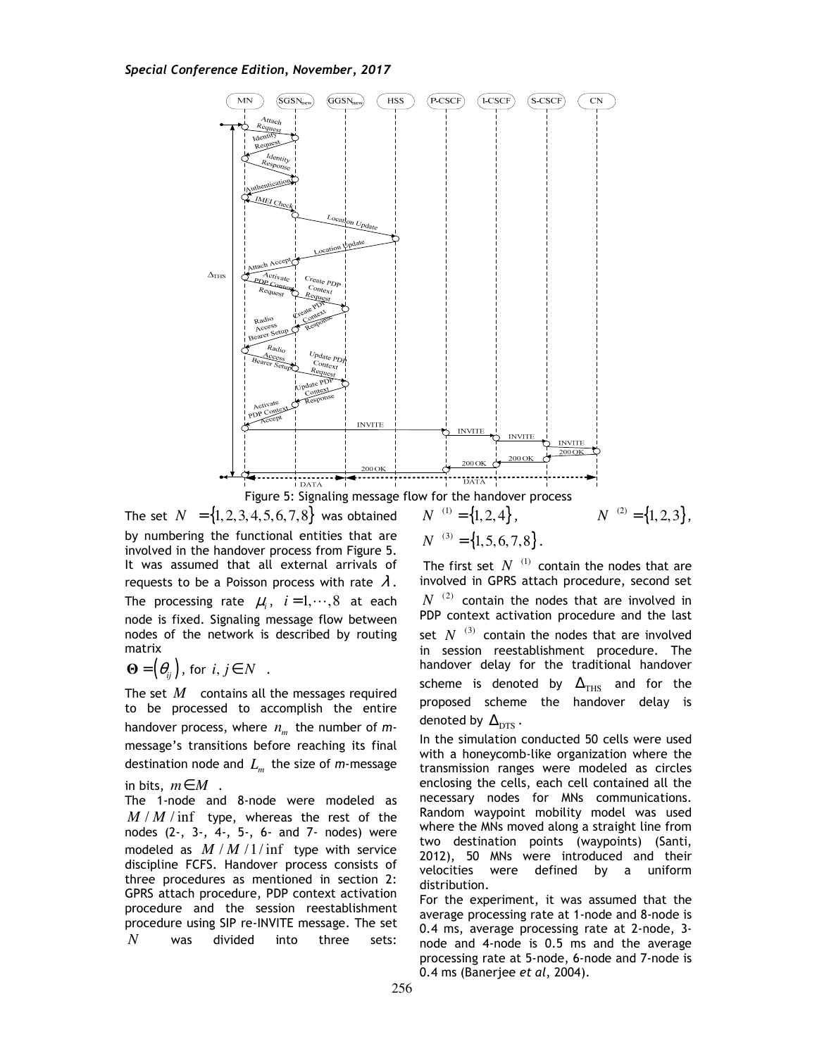Figure 5: Signaling message flow for the handover process

The set $N = \{1,2,3,4,5,6,7,8\}$ was obtained by numbering the functional entities that are involved in the handover process from Figure 5. It was assumed that all external arrivals of requests to be a Poisson process with rate $\lambda$. The processing rate $\mu_i$, $i = 1,\cdots,8$ at each node is fixed. Signaling message flow between nodes of the network is described by routing matrix

$\mathbf{\Theta} = (\theta_{ij})$, for $i, j \in N$ .

The set $M$ contains all the messages required to be processed to accomplish the entire handover process, where $n_m$ the number of *m*-message's transitions before reaching its final destination node and $L_m$ the size of *m*-message in bits, $m \in M$ .

The 1-node and 8-node were modeled as $M/M/\inf$ type, whereas the rest of the nodes (2-, 3-, 4-, 5-, 6- and 7- nodes) were modeled as $M/M/1/\inf$ type with service discipline FCFS. Handover process consists of three procedures as mentioned in section 2: GPRS attach procedure, PDP context activation procedure and the session reestablishment procedure using SIP re-INVITE message. The set $N$ was divided into three sets: $N^{(1)} = \{1,2,4\}$, $N^{(2)} = \{1,2,3\}$, $N^{(3)} = \{1,5,6,7,8\}$.

The first set $N^{(1)}$ contain the nodes that are involved in GPRS attach procedure, second set $N^{(2)}$ contain the nodes that are involved in PDP context activation procedure and the last set $N^{(3)}$ contain the nodes that are involved in session reestablishment procedure. The handover delay for the traditional handover scheme is denoted by $\Delta_{\text{THS}}$ and for the proposed scheme the handover delay is denoted by $\Delta_{\text{DTS}}$.

In the simulation conducted 50 cells were used with a honeycomb-like organization where the transmission ranges were modeled as circles enclosing the cells, each cell contained all the necessary nodes for MNs communications. Random waypoint mobility model was used where the MNs moved along a straight line from two destination points (waypoints) (Santi, 2012), 50 MNs were introduced and their velocities were defined by a uniform distribution.

For the experiment, it was assumed that the average processing rate at 1-node and 8-node is 0.4 ms, average processing rate at 2-node, 3-node and 4-node is 0.5 ms and the average processing rate at 5-node, 6-node and 7-node is 0.4 ms (Banerjee *et al*, 2004).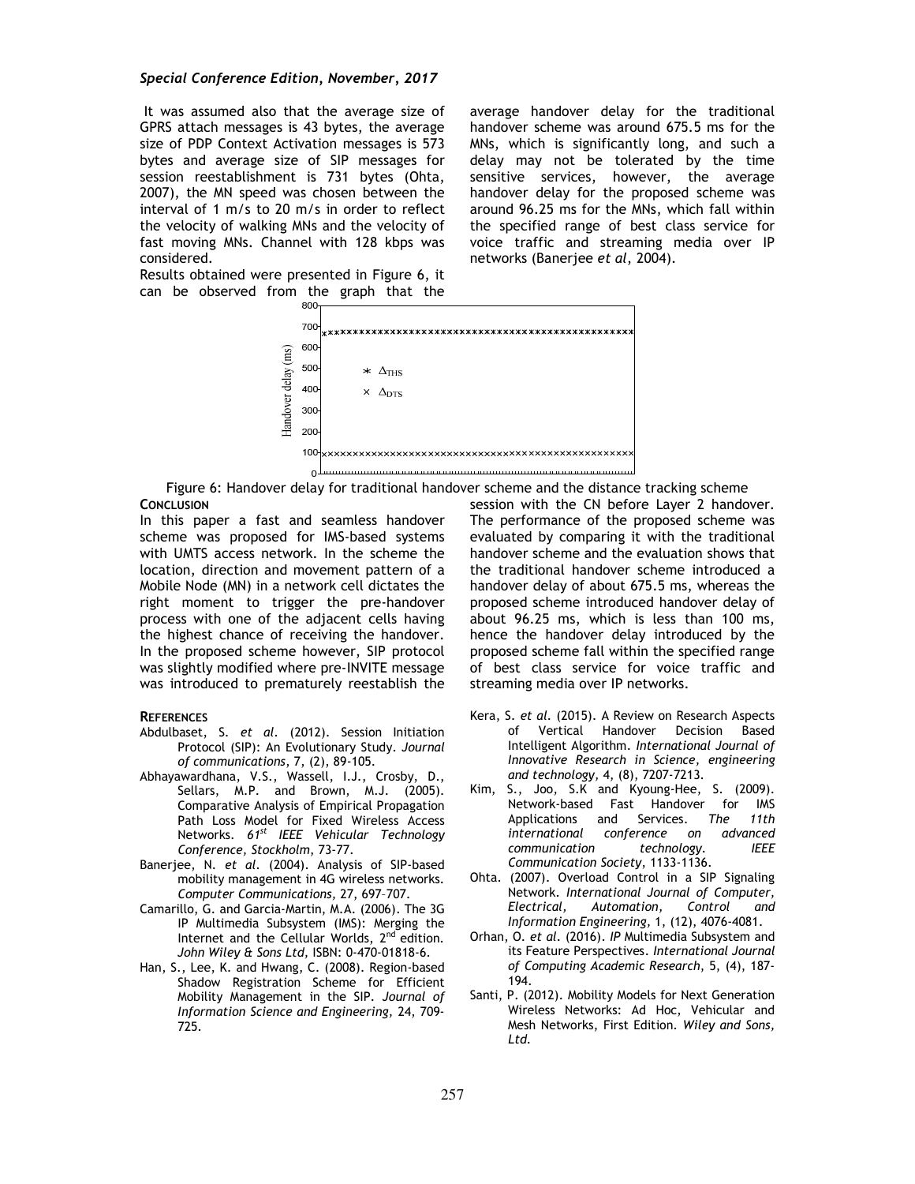It was assumed also that the average size of GPRS attach messages is 43 bytes, the average size of PDP Context Activation messages is 573 bytes and average size of SIP messages for session reestablishment is 731 bytes (Ohta, 2007), the MN speed was chosen between the interval of 1 m/s to 20 m/s in order to reflect the velocity of walking MNs and the velocity of fast moving MNs. Channel with 128 kbps was considered.

Results obtained were presented in Figure 6, it can be observed from the graph that the average handover delay for the traditional handover scheme was around 675.5 ms for the MNs, which is significantly long, and such a delay may not be tolerated by the time sensitive services, however, the average handover delay for the proposed scheme was around 96.25 ms for the MNs, which fall within the specified range of best class service for voice traffic and streaming media over IP networks (Banerjee *et al*, 2004).

Handover delay (ms)

800
700
600
500
400
300
200
100
0

$\Delta_{THS}$

$\Delta_{DTS}$

Figure 6: Handover delay for traditional handover scheme and the distance tracking scheme

## Conclusion

In this paper a fast and seamless handover scheme was proposed for IMS-based systems with UMTS access network. In the scheme the location, direction and movement pattern of a Mobile Node (MN) in a network cell dictates the right moment to trigger the pre-handover process with one of the adjacent cells having the highest chance of receiving the handover. In the proposed scheme however, SIP protocol was slightly modified where pre-INVITE message was introduced to prematurely reestablish the session with the CN before Layer 2 handover. The performance of the proposed scheme was evaluated by comparing it with the traditional handover scheme and the evaluation shows that the traditional handover scheme introduced a handover delay of about 675.5 ms, whereas the proposed scheme introduced handover delay of about 96.25 ms, which is less than 100 ms, hence the handover delay introduced by the proposed scheme fall within the specified range of best class service for voice traffic and streaming media over IP networks.

## References

Abdulbaset, S. *et al*. (2012). Session Initiation Protocol (SIP): An Evolutionary Study. *Journal of communications*, 7, (2), 89-105.

Abhayawardhana, V.S., Wassell, I.J., Crosby, D., Sellars, M.P. and Brown, M.J. (2005). Comparative Analysis of Empirical Propagation Path Loss Model for Fixed Wireless Access Networks. *61st IEEE Vehicular Technology Conference, Stockholm*, 73-77.

Banerjee, N. *et al*. (2004). Analysis of SIP-based mobility management in 4G wireless networks. *Computer Communications*, 27, 697–707.

Camarillo, G. and Garcia-Martin, M.A. (2006). The 3G IP Multimedia Subsystem (IMS): Merging the Internet and the Cellular Worlds, 2nd edition. *John Wiley & Sons Ltd*, ISBN: 0-470-01818-6.

Han, S., Lee, K. and Hwang, C. (2008). Region-based Shadow Registration Scheme for Efficient Mobility Management in the SIP. *Journal of Information Science and Engineering*, 24, 709-725.

Kera, S. *et al*. (2015). A Review on Research Aspects of Vertical Handover Decision Based Intelligent Algorithm. *International Journal of Innovative Research in Science, engineering and technology*, 4, (8), 7207-7213.

Kim, S., Joo, S.K and Kyoung-Hee, S. (2009). Network-based Fast Handover for IMS Applications and Services. *The 11th international conference on advanced communication technology. IEEE Communication Society*, 1133-1136.

Ohta. (2007). Overload Control in a SIP Signaling Network. *International Journal of Computer, Electrical, Automation, Control and Information Engineering*, 1, (12), 4076-4081.

Orhan, O. *et al*. (2016). *IP* Multimedia Subsystem and its Feature Perspectives. *International Journal of Computing Academic Research*, 5, (4), 187-194.

Santi, P. (2012). Mobility Models for Next Generation Wireless Networks: Ad Hoc, Vehicular and Mesh Networks, First Edition. *Wiley and Sons, Ltd.*